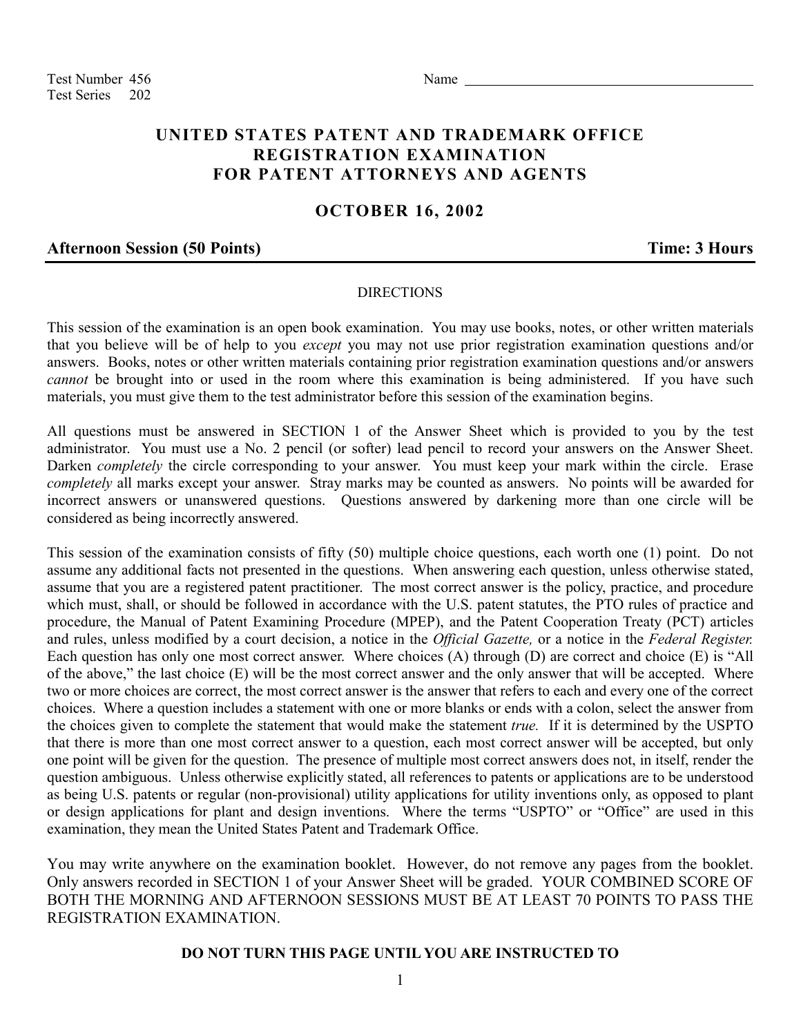Test Number 456
Test Series 202

Name ________________________________________

# UNITED STATES PATENT AND TRADEMARK OFFICE REGISTRATION EXAMINATION FOR PATENT ATTORNEYS AND AGENTS

## OCTOBER 16, 2002

**Afternoon Session (50 Points)** **Time: 3 Hours**

DIRECTIONS

This session of the examination is an open book examination. You may use books, notes, or other written materials that you believe will be of help to you *except* you may not use prior registration examination questions and/or answers. Books, notes or other written materials containing prior registration examination questions and/or answers *cannot* be brought into or used in the room where this examination is being administered. If you have such materials, you must give them to the test administrator before this session of the examination begins.

All questions must be answered in SECTION 1 of the Answer Sheet which is provided to you by the test administrator. You must use a No. 2 pencil (or softer) lead pencil to record your answers on the Answer Sheet. Darken *completely* the circle corresponding to your answer. You must keep your mark within the circle. Erase *completely* all marks except your answer. Stray marks may be counted as answers. No points will be awarded for incorrect answers or unanswered questions. Questions answered by darkening more than one circle will be considered as being incorrectly answered.

This session of the examination consists of fifty (50) multiple choice questions, each worth one (1) point. Do not assume any additional facts not presented in the questions. When answering each question, unless otherwise stated, assume that you are a registered patent practitioner. The most correct answer is the policy, practice, and procedure which must, shall, or should be followed in accordance with the U.S. patent statutes, the PTO rules of practice and procedure, the Manual of Patent Examining Procedure (MPEP), and the Patent Cooperation Treaty (PCT) articles and rules, unless modified by a court decision, a notice in the *Official Gazette,* or a notice in the *Federal Register.* Each question has only one most correct answer. Where choices (A) through (D) are correct and choice (E) is "All of the above," the last choice (E) will be the most correct answer and the only answer that will be accepted. Where two or more choices are correct, the most correct answer is the answer that refers to each and every one of the correct choices. Where a question includes a statement with one or more blanks or ends with a colon, select the answer from the choices given to complete the statement that would make the statement *true.* If it is determined by the USPTO that there is more than one most correct answer to a question, each most correct answer will be accepted, but only one point will be given for the question. The presence of multiple most correct answers does not, in itself, render the question ambiguous. Unless otherwise explicitly stated, all references to patents or applications are to be understood as being U.S. patents or regular (non-provisional) utility applications for utility inventions only, as opposed to plant or design applications for plant and design inventions. Where the terms "USPTO" or "Office" are used in this examination, they mean the United States Patent and Trademark Office.

You may write anywhere on the examination booklet. However, do not remove any pages from the booklet. Only answers recorded in SECTION 1 of your Answer Sheet will be graded. YOUR COMBINED SCORE OF BOTH THE MORNING AND AFTERNOON SESSIONS MUST BE AT LEAST 70 POINTS TO PASS THE REGISTRATION EXAMINATION.

**DO NOT TURN THIS PAGE UNTIL YOU ARE INSTRUCTED TO**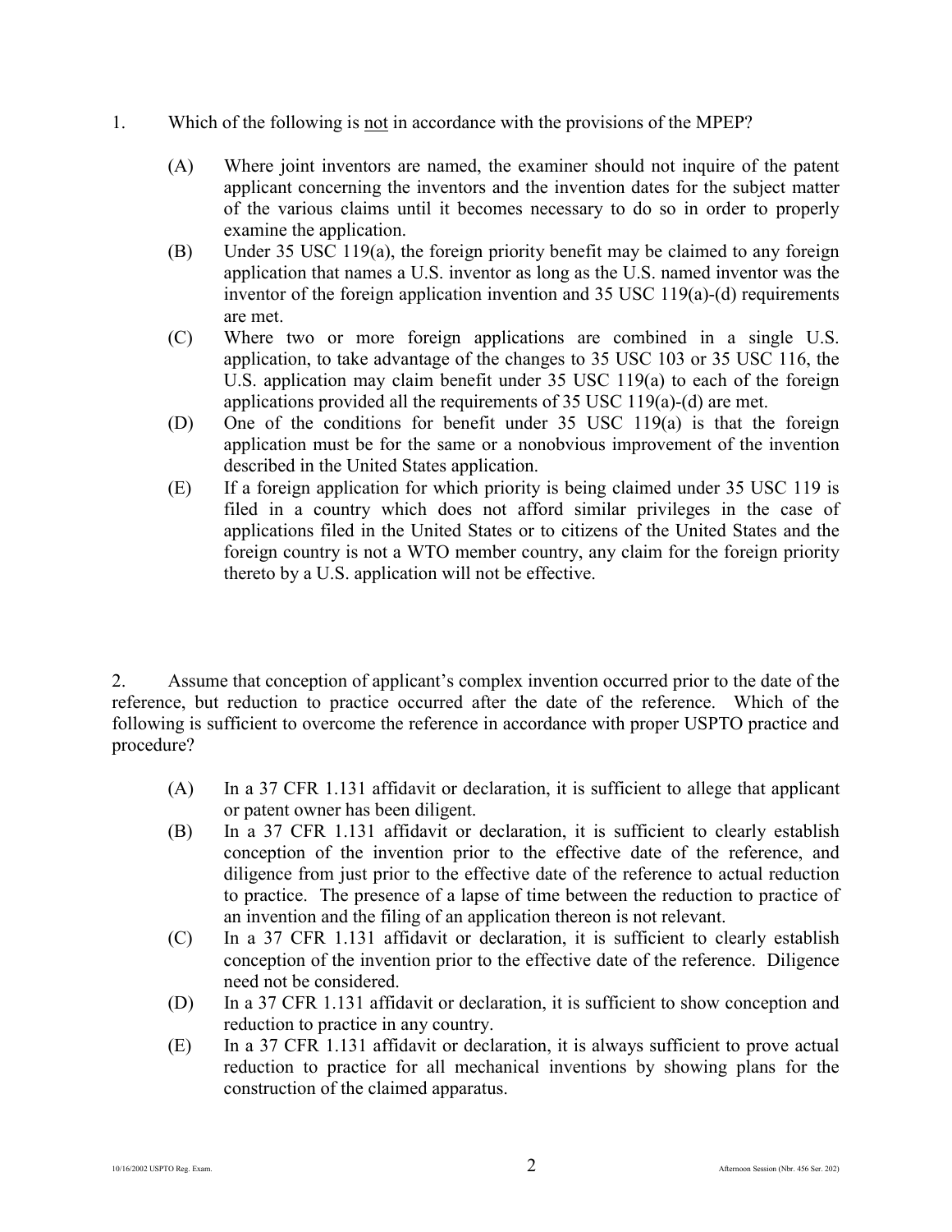1. Which of the following is <u>not</u> in accordance with the provisions of the MPEP?

   (A) Where joint inventors are named, the examiner should not inquire of the patent applicant concerning the inventors and the invention dates for the subject matter of the various claims until it becomes necessary to do so in order to properly examine the application.

   (B) Under 35 USC 119(a), the foreign priority benefit may be claimed to any foreign application that names a U.S. inventor as long as the U.S. named inventor was the inventor of the foreign application invention and 35 USC 119(a)-(d) requirements are met.

   (C) Where two or more foreign applications are combined in a single U.S. application, to take advantage of the changes to 35 USC 103 or 35 USC 116, the U.S. application may claim benefit under 35 USC 119(a) to each of the foreign applications provided all the requirements of 35 USC 119(a)-(d) are met.

   (D) One of the conditions for benefit under 35 USC 119(a) is that the foreign application must be for the same or a nonobvious improvement of the invention described in the United States application.

   (E) If a foreign application for which priority is being claimed under 35 USC 119 is filed in a country which does not afford similar privileges in the case of applications filed in the United States or to citizens of the United States and the foreign country is not a WTO member country, any claim for the foreign priority thereto by a U.S. application will not be effective.

2. Assume that conception of applicant's complex invention occurred prior to the date of the reference, but reduction to practice occurred after the date of the reference. Which of the following is sufficient to overcome the reference in accordance with proper USPTO practice and procedure?

   (A) In a 37 CFR 1.131 affidavit or declaration, it is sufficient to allege that applicant or patent owner has been diligent.

   (B) In a 37 CFR 1.131 affidavit or declaration, it is sufficient to clearly establish conception of the invention prior to the effective date of the reference, and diligence from just prior to the effective date of the reference to actual reduction to practice. The presence of a lapse of time between the reduction to practice of an invention and the filing of an application thereon is not relevant.

   (C) In a 37 CFR 1.131 affidavit or declaration, it is sufficient to clearly establish conception of the invention prior to the effective date of the reference. Diligence need not be considered.

   (D) In a 37 CFR 1.131 affidavit or declaration, it is sufficient to show conception and reduction to practice in any country.

   (E) In a 37 CFR 1.131 affidavit or declaration, it is always sufficient to prove actual reduction to practice for all mechanical inventions by showing plans for the construction of the claimed apparatus.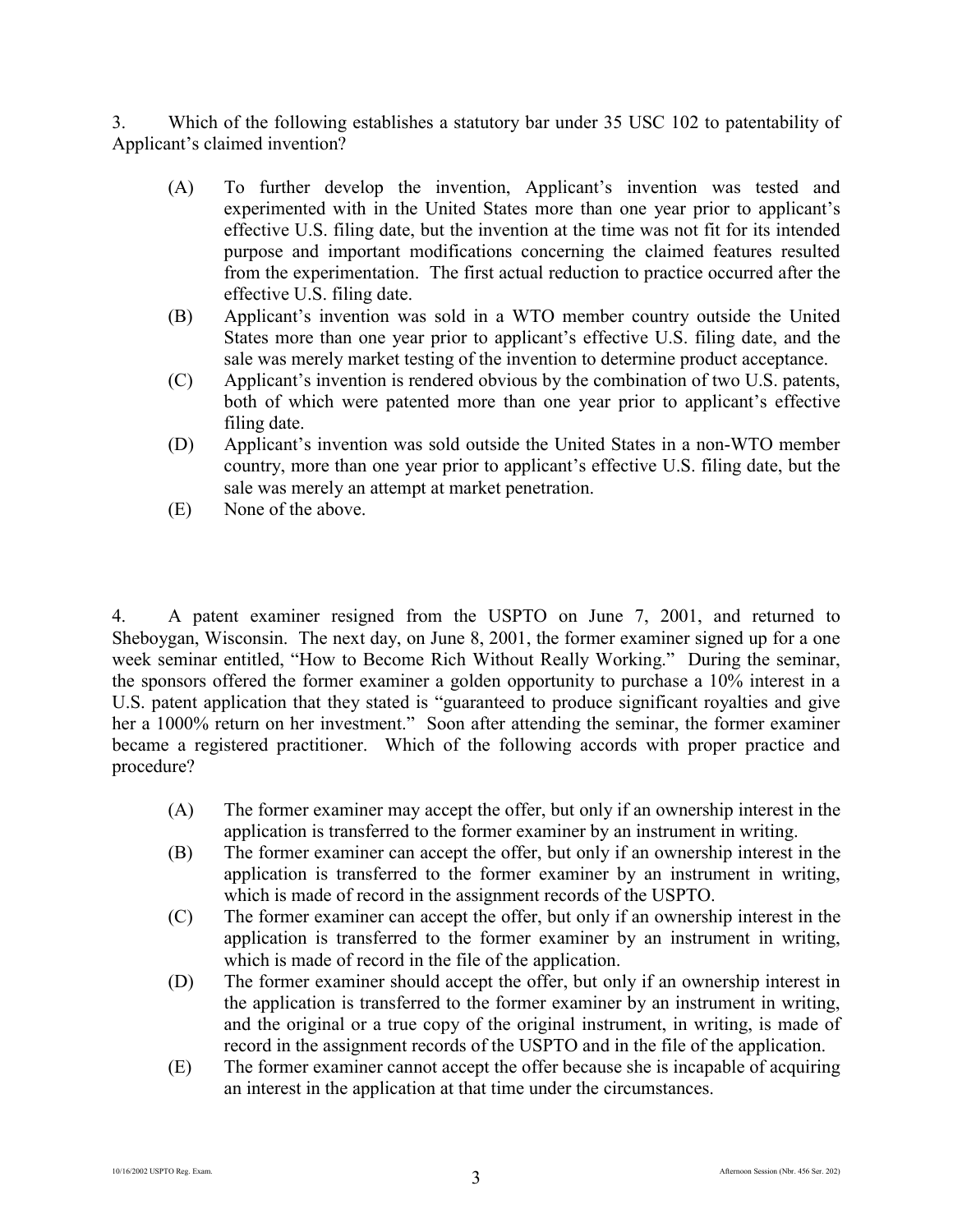3. Which of the following establishes a statutory bar under 35 USC 102 to patentability of Applicant's claimed invention?

(A) To further develop the invention, Applicant's invention was tested and experimented with in the United States more than one year prior to applicant's effective U.S. filing date, but the invention at the time was not fit for its intended purpose and important modifications concerning the claimed features resulted from the experimentation. The first actual reduction to practice occurred after the effective U.S. filing date.

(B) Applicant's invention was sold in a WTO member country outside the United States more than one year prior to applicant's effective U.S. filing date, and the sale was merely market testing of the invention to determine product acceptance.

(C) Applicant's invention is rendered obvious by the combination of two U.S. patents, both of which were patented more than one year prior to applicant's effective filing date.

(D) Applicant's invention was sold outside the United States in a non-WTO member country, more than one year prior to applicant's effective U.S. filing date, but the sale was merely an attempt at market penetration.

(E) None of the above.

4. A patent examiner resigned from the USPTO on June 7, 2001, and returned to Sheboygan, Wisconsin. The next day, on June 8, 2001, the former examiner signed up for a one week seminar entitled, "How to Become Rich Without Really Working." During the seminar, the sponsors offered the former examiner a golden opportunity to purchase a 10% interest in a U.S. patent application that they stated is "guaranteed to produce significant royalties and give her a 1000% return on her investment." Soon after attending the seminar, the former examiner became a registered practitioner. Which of the following accords with proper practice and procedure?

(A) The former examiner may accept the offer, but only if an ownership interest in the application is transferred to the former examiner by an instrument in writing.

(B) The former examiner can accept the offer, but only if an ownership interest in the application is transferred to the former examiner by an instrument in writing, which is made of record in the assignment records of the USPTO.

(C) The former examiner can accept the offer, but only if an ownership interest in the application is transferred to the former examiner by an instrument in writing, which is made of record in the file of the application.

(D) The former examiner should accept the offer, but only if an ownership interest in the application is transferred to the former examiner by an instrument in writing, and the original or a true copy of the original instrument, in writing, is made of record in the assignment records of the USPTO and in the file of the application.

(E) The former examiner cannot accept the offer because she is incapable of acquiring an interest in the application at that time under the circumstances.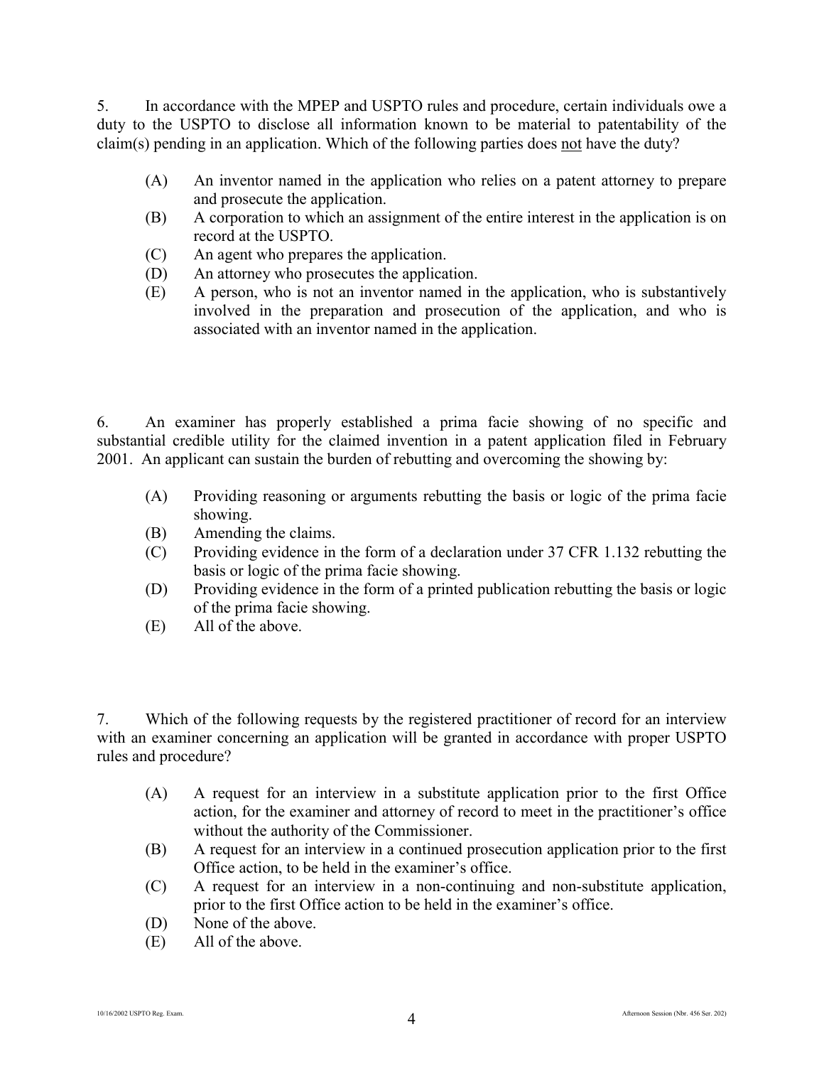5. In accordance with the MPEP and USPTO rules and procedure, certain individuals owe a duty to the USPTO to disclose all information known to be material to patentability of the claim(s) pending in an application. Which of the following parties does <u>not</u> have the duty?

(A) An inventor named in the application who relies on a patent attorney to prepare and prosecute the application.
(B) A corporation to which an assignment of the entire interest in the application is on record at the USPTO.
(C) An agent who prepares the application.
(D) An attorney who prosecutes the application.
(E) A person, who is not an inventor named in the application, who is substantively involved in the preparation and prosecution of the application, and who is associated with an inventor named in the application.

6. An examiner has properly established a prima facie showing of no specific and substantial credible utility for the claimed invention in a patent application filed in February 2001. An applicant can sustain the burden of rebutting and overcoming the showing by:

(A) Providing reasoning or arguments rebutting the basis or logic of the prima facie showing.
(B) Amending the claims.
(C) Providing evidence in the form of a declaration under 37 CFR 1.132 rebutting the basis or logic of the prima facie showing.
(D) Providing evidence in the form of a printed publication rebutting the basis or logic of the prima facie showing.
(E) All of the above.

7. Which of the following requests by the registered practitioner of record for an interview with an examiner concerning an application will be granted in accordance with proper USPTO rules and procedure?

(A) A request for an interview in a substitute application prior to the first Office action, for the examiner and attorney of record to meet in the practitioner's office without the authority of the Commissioner.
(B) A request for an interview in a continued prosecution application prior to the first Office action, to be held in the examiner's office.
(C) A request for an interview in a non-continuing and non-substitute application, prior to the first Office action to be held in the examiner's office.
(D) None of the above.
(E) All of the above.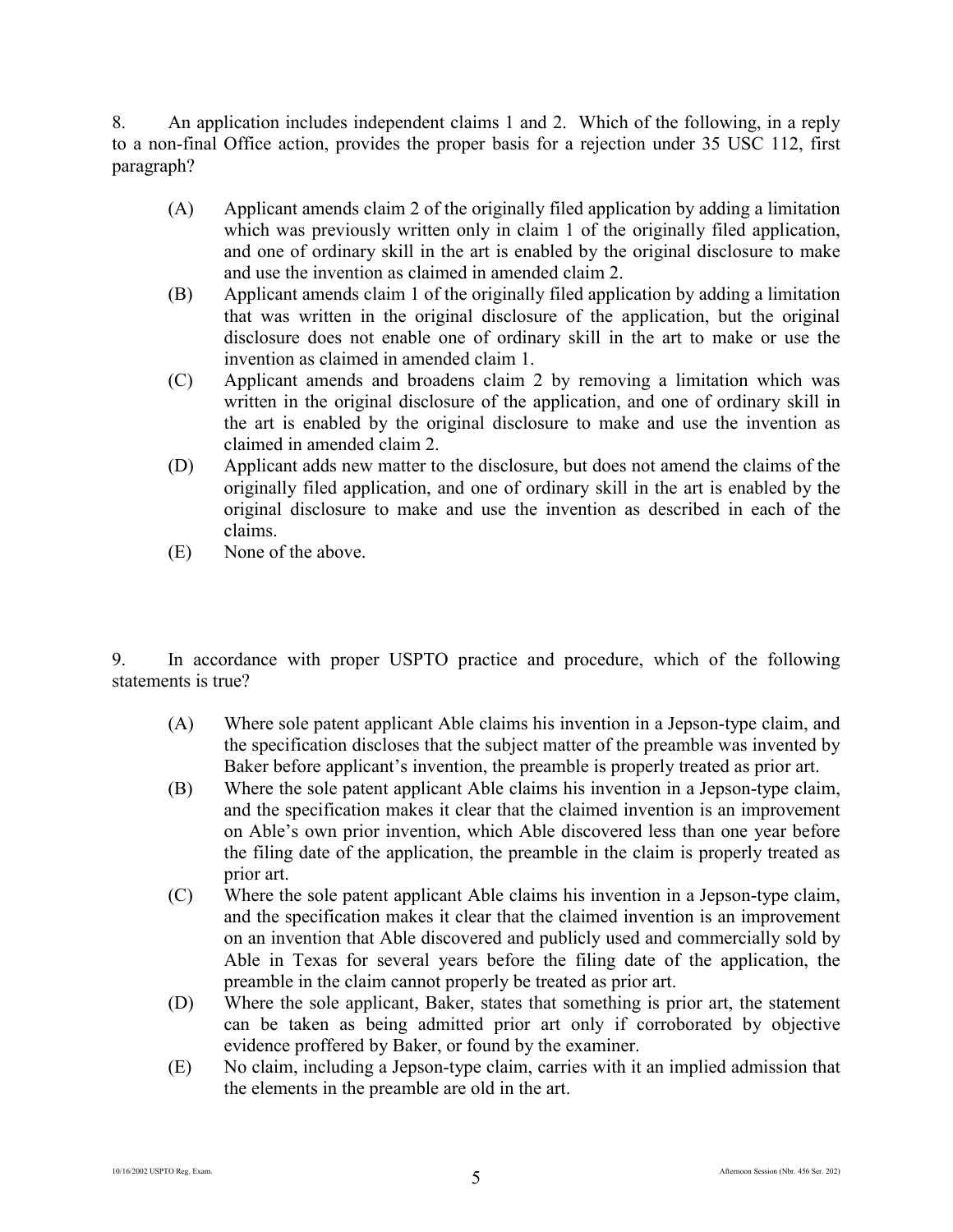8. An application includes independent claims 1 and 2. Which of the following, in a reply to a non-final Office action, provides the proper basis for a rejection under 35 USC 112, first paragraph?

(A) Applicant amends claim 2 of the originally filed application by adding a limitation which was previously written only in claim 1 of the originally filed application, and one of ordinary skill in the art is enabled by the original disclosure to make and use the invention as claimed in amended claim 2.

(B) Applicant amends claim 1 of the originally filed application by adding a limitation that was written in the original disclosure of the application, but the original disclosure does not enable one of ordinary skill in the art to make or use the invention as claimed in amended claim 1.

(C) Applicant amends and broadens claim 2 by removing a limitation which was written in the original disclosure of the application, and one of ordinary skill in the art is enabled by the original disclosure to make and use the invention as claimed in amended claim 2.

(D) Applicant adds new matter to the disclosure, but does not amend the claims of the originally filed application, and one of ordinary skill in the art is enabled by the original disclosure to make and use the invention as described in each of the claims.

(E) None of the above.

9. In accordance with proper USPTO practice and procedure, which of the following statements is true?

(A) Where sole patent applicant Able claims his invention in a Jepson-type claim, and the specification discloses that the subject matter of the preamble was invented by Baker before applicant's invention, the preamble is properly treated as prior art.

(B) Where the sole patent applicant Able claims his invention in a Jepson-type claim, and the specification makes it clear that the claimed invention is an improvement on Able's own prior invention, which Able discovered less than one year before the filing date of the application, the preamble in the claim is properly treated as prior art.

(C) Where the sole patent applicant Able claims his invention in a Jepson-type claim, and the specification makes it clear that the claimed invention is an improvement on an invention that Able discovered and publicly used and commercially sold by Able in Texas for several years before the filing date of the application, the preamble in the claim cannot properly be treated as prior art.

(D) Where the sole applicant, Baker, states that something is prior art, the statement can be taken as being admitted prior art only if corroborated by objective evidence proffered by Baker, or found by the examiner.

(E) No claim, including a Jepson-type claim, carries with it an implied admission that the elements in the preamble are old in the art.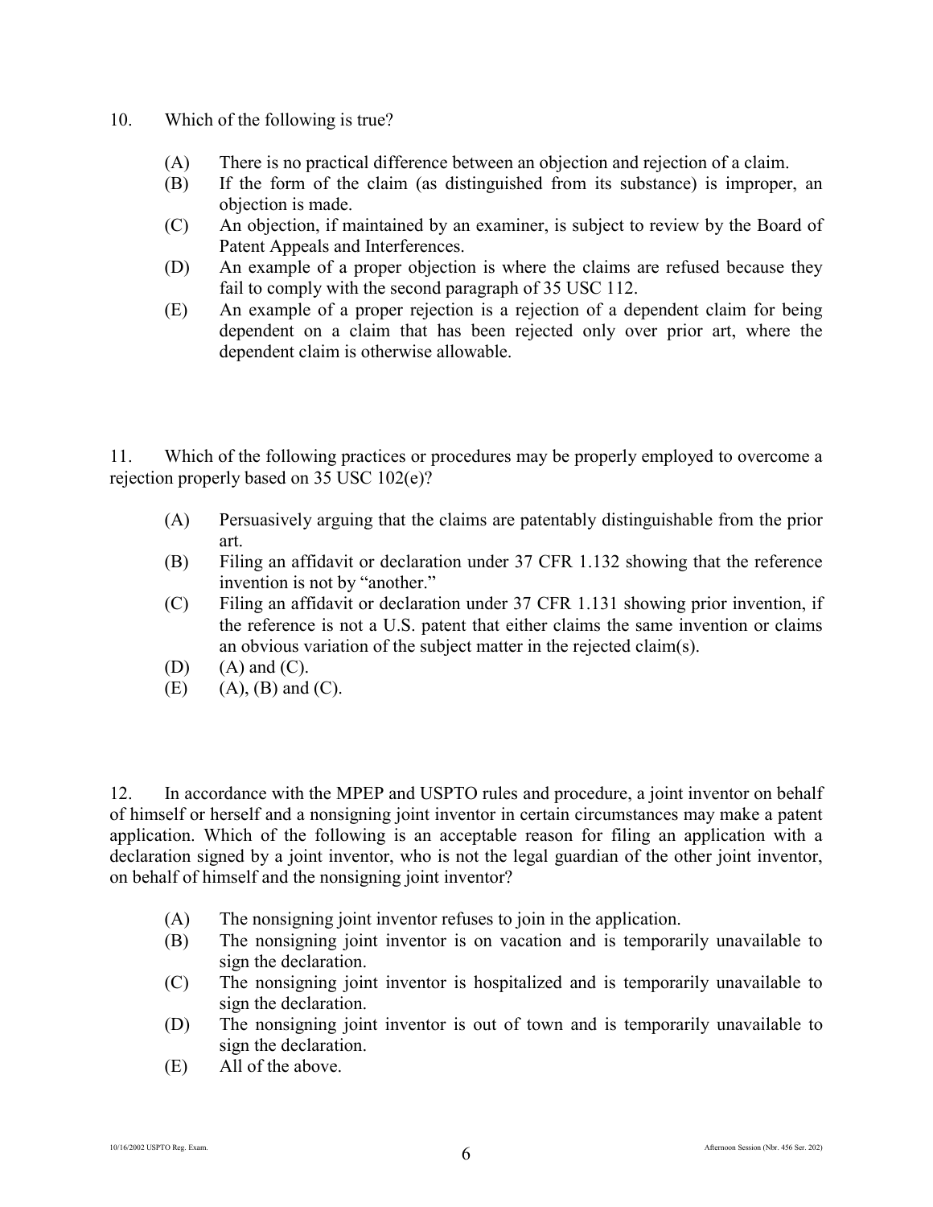10. Which of the following is true?

   (A) There is no practical difference between an objection and rejection of a claim.
   (B) If the form of the claim (as distinguished from its substance) is improper, an objection is made.
   (C) An objection, if maintained by an examiner, is subject to review by the Board of Patent Appeals and Interferences.
   (D) An example of a proper objection is where the claims are refused because they fail to comply with the second paragraph of 35 USC 112.
   (E) An example of a proper rejection is a rejection of a dependent claim for being dependent on a claim that has been rejected only over prior art, where the dependent claim is otherwise allowable.

11. Which of the following practices or procedures may be properly employed to overcome a rejection properly based on 35 USC 102(e)?

   (A) Persuasively arguing that the claims are patentably distinguishable from the prior art.
   (B) Filing an affidavit or declaration under 37 CFR 1.132 showing that the reference invention is not by "another."
   (C) Filing an affidavit or declaration under 37 CFR 1.131 showing prior invention, if the reference is not a U.S. patent that either claims the same invention or claims an obvious variation of the subject matter in the rejected claim(s).
   (D) (A) and (C).
   (E) (A), (B) and (C).

12. In accordance with the MPEP and USPTO rules and procedure, a joint inventor on behalf of himself or herself and a nonsigning joint inventor in certain circumstances may make a patent application. Which of the following is an acceptable reason for filing an application with a declaration signed by a joint inventor, who is not the legal guardian of the other joint inventor, on behalf of himself and the nonsigning joint inventor?

   (A) The nonsigning joint inventor refuses to join in the application.
   (B) The nonsigning joint inventor is on vacation and is temporarily unavailable to sign the declaration.
   (C) The nonsigning joint inventor is hospitalized and is temporarily unavailable to sign the declaration.
   (D) The nonsigning joint inventor is out of town and is temporarily unavailable to sign the declaration.
   (E) All of the above.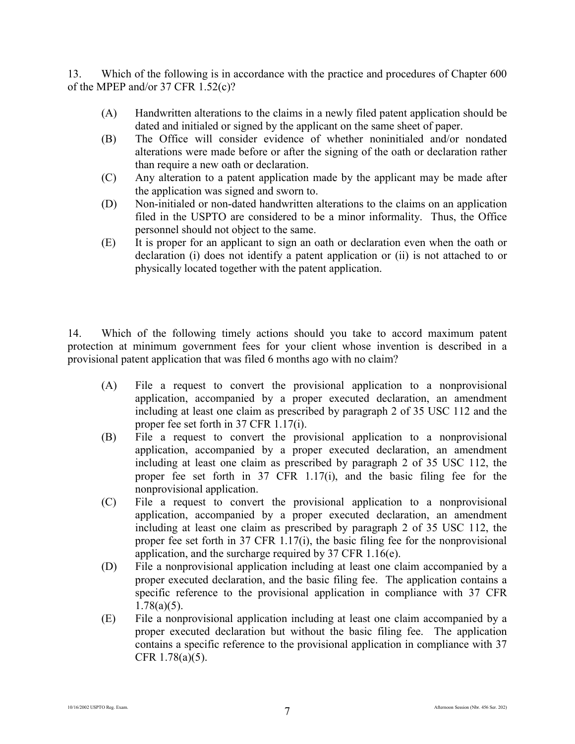13. Which of the following is in accordance with the practice and procedures of Chapter 600 of the MPEP and/or 37 CFR 1.52(c)?

(A) Handwritten alterations to the claims in a newly filed patent application should be dated and initialed or signed by the applicant on the same sheet of paper.

(B) The Office will consider evidence of whether noninitialed and/or nondated alterations were made before or after the signing of the oath or declaration rather than require a new oath or declaration.

(C) Any alteration to a patent application made by the applicant may be made after the application was signed and sworn to.

(D) Non-initialed or non-dated handwritten alterations to the claims on an application filed in the USPTO are considered to be a minor informality. Thus, the Office personnel should not object to the same.

(E) It is proper for an applicant to sign an oath or declaration even when the oath or declaration (i) does not identify a patent application or (ii) is not attached to or physically located together with the patent application.

14. Which of the following timely actions should you take to accord maximum patent protection at minimum government fees for your client whose invention is described in a provisional patent application that was filed 6 months ago with no claim?

(A) File a request to convert the provisional application to a nonprovisional application, accompanied by a proper executed declaration, an amendment including at least one claim as prescribed by paragraph 2 of 35 USC 112 and the proper fee set forth in 37 CFR 1.17(i).

(B) File a request to convert the provisional application to a nonprovisional application, accompanied by a proper executed declaration, an amendment including at least one claim as prescribed by paragraph 2 of 35 USC 112, the proper fee set forth in 37 CFR 1.17(i), and the basic filing fee for the nonprovisional application.

(C) File a request to convert the provisional application to a nonprovisional application, accompanied by a proper executed declaration, an amendment including at least one claim as prescribed by paragraph 2 of 35 USC 112, the proper fee set forth in 37 CFR 1.17(i), the basic filing fee for the nonprovisional application, and the surcharge required by 37 CFR 1.16(e).

(D) File a nonprovisional application including at least one claim accompanied by a proper executed declaration, and the basic filing fee. The application contains a specific reference to the provisional application in compliance with 37 CFR 1.78(a)(5).

(E) File a nonprovisional application including at least one claim accompanied by a proper executed declaration but without the basic filing fee. The application contains a specific reference to the provisional application in compliance with 37 CFR 1.78(a)(5).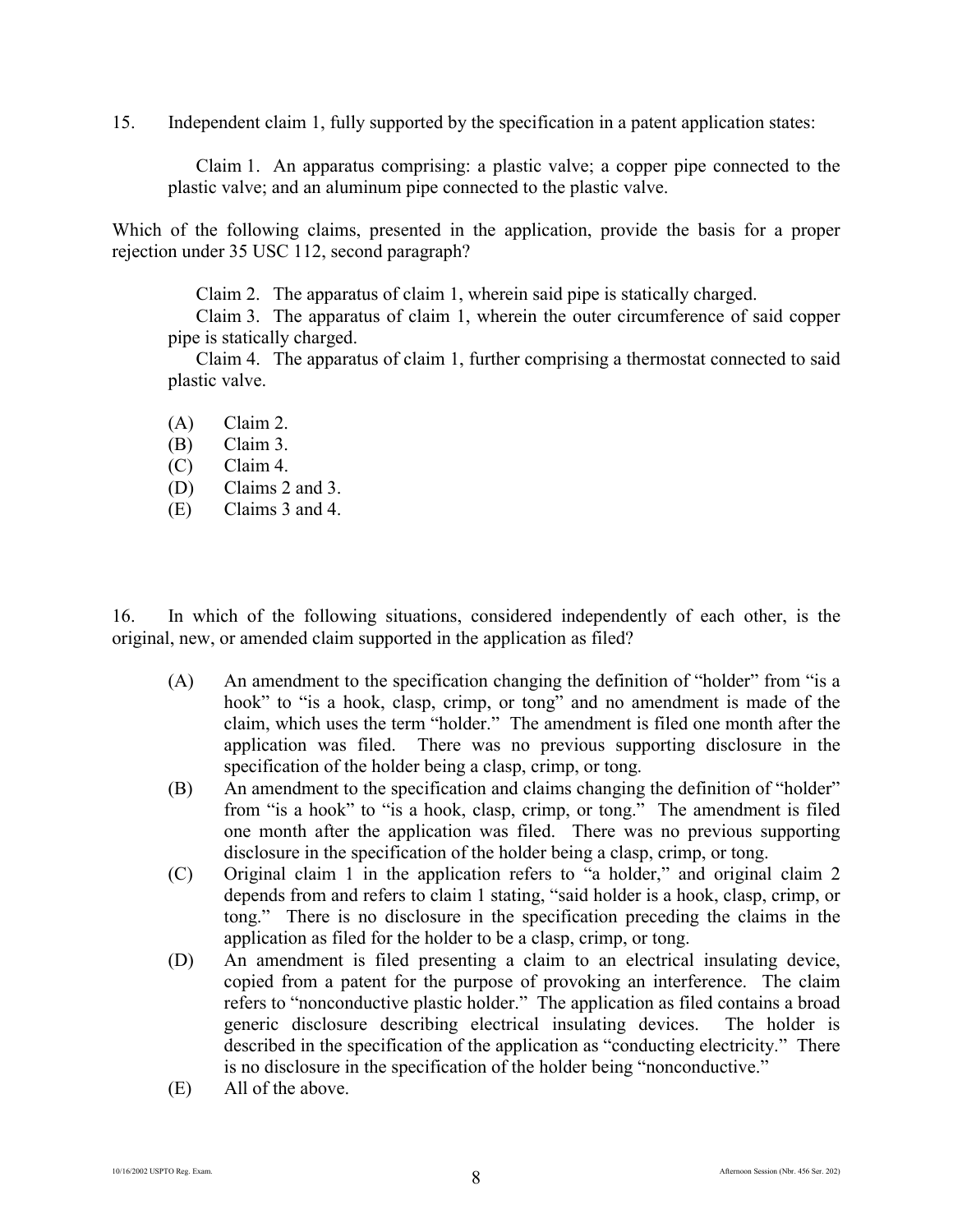15. Independent claim 1, fully supported by the specification in a patent application states:

> Claim 1. An apparatus comprising: a plastic valve; a copper pipe connected to the plastic valve; and an aluminum pipe connected to the plastic valve.

Which of the following claims, presented in the application, provide the basis for a proper rejection under 35 USC 112, second paragraph?

> Claim 2. The apparatus of claim 1, wherein said pipe is statically charged.
>
> Claim 3. The apparatus of claim 1, wherein the outer circumference of said copper pipe is statically charged.
>
> Claim 4. The apparatus of claim 1, further comprising a thermostat connected to said plastic valve.

- (A) Claim 2.
- (B) Claim 3.
- (C) Claim 4.
- (D) Claims 2 and 3.
- (E) Claims 3 and 4.

16. In which of the following situations, considered independently of each other, is the original, new, or amended claim supported in the application as filed?

- (A) An amendment to the specification changing the definition of "holder" from "is a hook" to "is a hook, clasp, crimp, or tong" and no amendment is made of the claim, which uses the term "holder." The amendment is filed one month after the application was filed. There was no previous supporting disclosure in the specification of the holder being a clasp, crimp, or tong.
- (B) An amendment to the specification and claims changing the definition of "holder" from "is a hook" to "is a hook, clasp, crimp, or tong." The amendment is filed one month after the application was filed. There was no previous supporting disclosure in the specification of the holder being a clasp, crimp, or tong.
- (C) Original claim 1 in the application refers to "a holder," and original claim 2 depends from and refers to claim 1 stating, "said holder is a hook, clasp, crimp, or tong." There is no disclosure in the specification preceding the claims in the application as filed for the holder to be a clasp, crimp, or tong.
- (D) An amendment is filed presenting a claim to an electrical insulating device, copied from a patent for the purpose of provoking an interference. The claim refers to "nonconductive plastic holder." The application as filed contains a broad generic disclosure describing electrical insulating devices. The holder is described in the specification of the application as "conducting electricity." There is no disclosure in the specification of the holder being "nonconductive."
- (E) All of the above.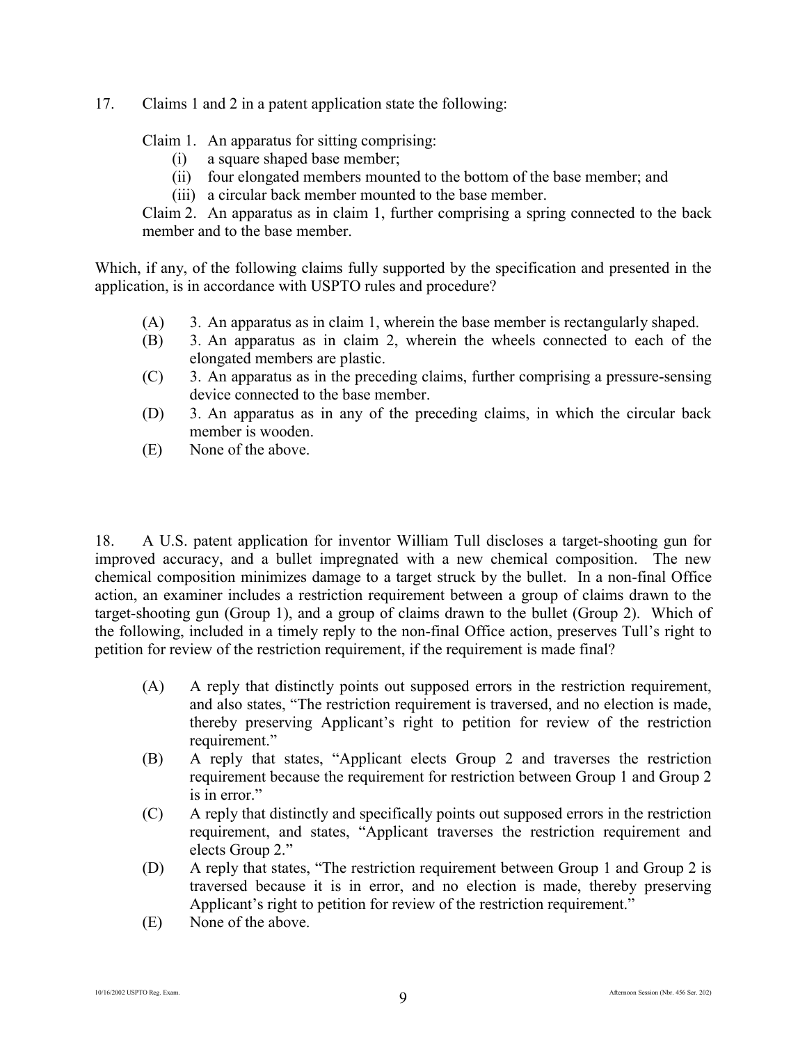17. Claims 1 and 2 in a patent application state the following:

Claim 1. An apparatus for sitting comprising:
  (i) a square shaped base member;
  (ii) four elongated members mounted to the bottom of the base member; and
  (iii) a circular back member mounted to the base member.

Claim 2. An apparatus as in claim 1, further comprising a spring connected to the back member and to the base member.

Which, if any, of the following claims fully supported by the specification and presented in the application, is in accordance with USPTO rules and procedure?

(A) 3. An apparatus as in claim 1, wherein the base member is rectangularly shaped.
(B) 3. An apparatus as in claim 2, wherein the wheels connected to each of the elongated members are plastic.
(C) 3. An apparatus as in the preceding claims, further comprising a pressure-sensing device connected to the base member.
(D) 3. An apparatus as in any of the preceding claims, in which the circular back member is wooden.
(E) None of the above.

18. A U.S. patent application for inventor William Tull discloses a target-shooting gun for improved accuracy, and a bullet impregnated with a new chemical composition. The new chemical composition minimizes damage to a target struck by the bullet. In a non-final Office action, an examiner includes a restriction requirement between a group of claims drawn to the target-shooting gun (Group 1), and a group of claims drawn to the bullet (Group 2). Which of the following, included in a timely reply to the non-final Office action, preserves Tull's right to petition for review of the restriction requirement, if the requirement is made final?

(A) A reply that distinctly points out supposed errors in the restriction requirement, and also states, "The restriction requirement is traversed, and no election is made, thereby preserving Applicant's right to petition for review of the restriction requirement."
(B) A reply that states, "Applicant elects Group 2 and traverses the restriction requirement because the requirement for restriction between Group 1 and Group 2 is in error."
(C) A reply that distinctly and specifically points out supposed errors in the restriction requirement, and states, "Applicant traverses the restriction requirement and elects Group 2."
(D) A reply that states, "The restriction requirement between Group 1 and Group 2 is traversed because it is in error, and no election is made, thereby preserving Applicant's right to petition for review of the restriction requirement."
(E) None of the above.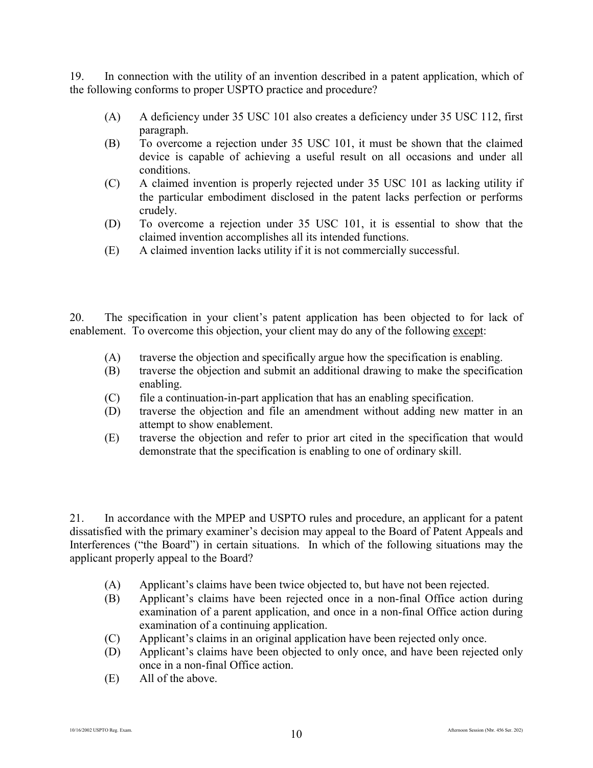19. In connection with the utility of an invention described in a patent application, which of the following conforms to proper USPTO practice and procedure?

(A) A deficiency under 35 USC 101 also creates a deficiency under 35 USC 112, first paragraph.
(B) To overcome a rejection under 35 USC 101, it must be shown that the claimed device is capable of achieving a useful result on all occasions and under all conditions.
(C) A claimed invention is properly rejected under 35 USC 101 as lacking utility if the particular embodiment disclosed in the patent lacks perfection or performs crudely.
(D) To overcome a rejection under 35 USC 101, it is essential to show that the claimed invention accomplishes all its intended functions.
(E) A claimed invention lacks utility if it is not commercially successful.

20. The specification in your client's patent application has been objected to for lack of enablement. To overcome this objection, your client may do any of the following <u>except</u>:

(A) traverse the objection and specifically argue how the specification is enabling.
(B) traverse the objection and submit an additional drawing to make the specification enabling.
(C) file a continuation-in-part application that has an enabling specification.
(D) traverse the objection and file an amendment without adding new matter in an attempt to show enablement.
(E) traverse the objection and refer to prior art cited in the specification that would demonstrate that the specification is enabling to one of ordinary skill.

21. In accordance with the MPEP and USPTO rules and procedure, an applicant for a patent dissatisfied with the primary examiner's decision may appeal to the Board of Patent Appeals and Interferences ("the Board") in certain situations. In which of the following situations may the applicant properly appeal to the Board?

(A) Applicant's claims have been twice objected to, but have not been rejected.
(B) Applicant's claims have been rejected once in a non-final Office action during examination of a parent application, and once in a non-final Office action during examination of a continuing application.
(C) Applicant's claims in an original application have been rejected only once.
(D) Applicant's claims have been objected to only once, and have been rejected only once in a non-final Office action.
(E) All of the above.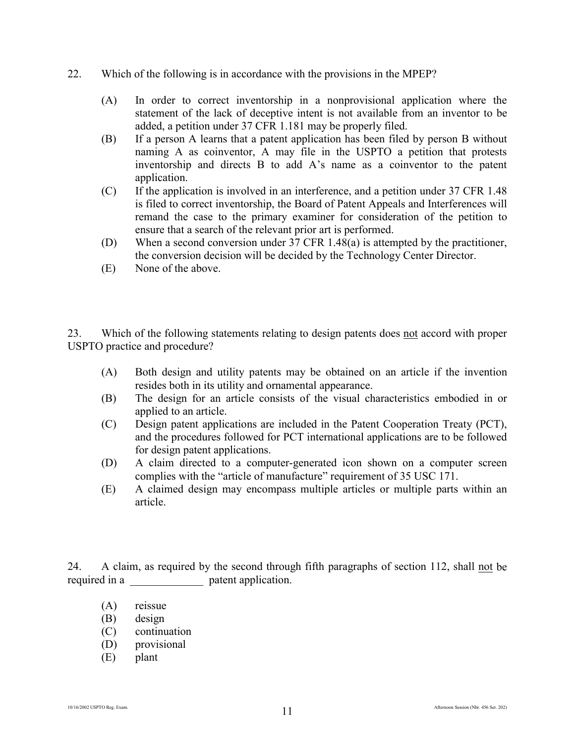22. Which of the following is in accordance with the provisions in the MPEP?

(A) In order to correct inventorship in a nonprovisional application where the statement of the lack of deceptive intent is not available from an inventor to be added, a petition under 37 CFR 1.181 may be properly filed.
(B) If a person A learns that a patent application has been filed by person B without naming A as coinventor, A may file in the USPTO a petition that protests inventorship and directs B to add A's name as a coinventor to the patent application.
(C) If the application is involved in an interference, and a petition under 37 CFR 1.48 is filed to correct inventorship, the Board of Patent Appeals and Interferences will remand the case to the primary examiner for consideration of the petition to ensure that a search of the relevant prior art is performed.
(D) When a second conversion under 37 CFR 1.48(a) is attempted by the practitioner, the conversion decision will be decided by the Technology Center Director.
(E) None of the above.

23. Which of the following statements relating to design patents does not accord with proper USPTO practice and procedure?

(A) Both design and utility patents may be obtained on an article if the invention resides both in its utility and ornamental appearance.
(B) The design for an article consists of the visual characteristics embodied in or applied to an article.
(C) Design patent applications are included in the Patent Cooperation Treaty (PCT), and the procedures followed for PCT international applications are to be followed for design patent applications.
(D) A claim directed to a computer-generated icon shown on a computer screen complies with the "article of manufacture" requirement of 35 USC 171.
(E) A claimed design may encompass multiple articles or multiple parts within an article.

24. A claim, as required by the second through fifth paragraphs of section 112, shall not be required in a _____________ patent application.

(A) reissue
(B) design
(C) continuation
(D) provisional
(E) plant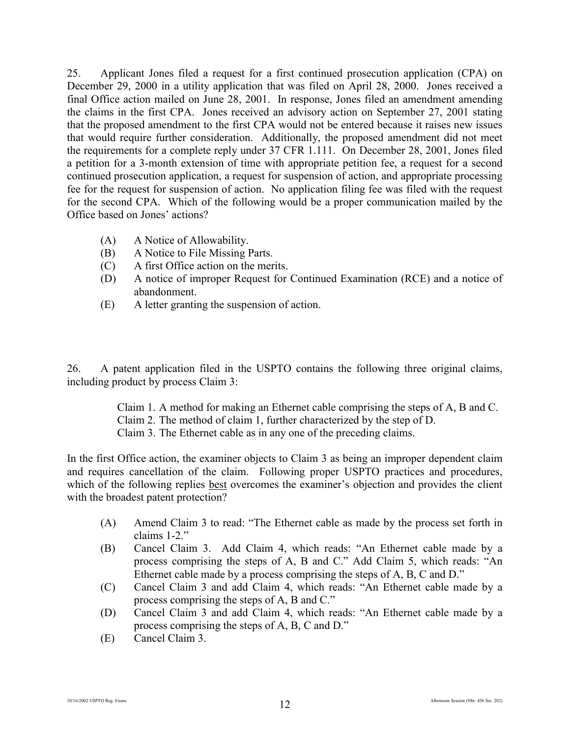25. Applicant Jones filed a request for a first continued prosecution application (CPA) on December 29, 2000 in a utility application that was filed on April 28, 2000. Jones received a final Office action mailed on June 28, 2001. In response, Jones filed an amendment amending the claims in the first CPA. Jones received an advisory action on September 27, 2001 stating that the proposed amendment to the first CPA would not be entered because it raises new issues that would require further consideration. Additionally, the proposed amendment did not meet the requirements for a complete reply under 37 CFR 1.111. On December 28, 2001, Jones filed a petition for a 3-month extension of time with appropriate petition fee, a request for a second continued prosecution application, a request for suspension of action, and appropriate processing fee for the request for suspension of action. No application filing fee was filed with the request for the second CPA. Which of the following would be a proper communication mailed by the Office based on Jones' actions?

- (A) A Notice of Allowability.
- (B) A Notice to File Missing Parts.
- (C) A first Office action on the merits.
- (D) A notice of improper Request for Continued Examination (RCE) and a notice of abandonment.
- (E) A letter granting the suspension of action.

26. A patent application filed in the USPTO contains the following three original claims, including product by process Claim 3:

> Claim 1. A method for making an Ethernet cable comprising the steps of A, B and C.
> Claim 2. The method of claim 1, further characterized by the step of D.
> Claim 3. The Ethernet cable as in any one of the preceding claims.

In the first Office action, the examiner objects to Claim 3 as being an improper dependent claim and requires cancellation of the claim. Following proper USPTO practices and procedures, which of the following replies best overcomes the examiner's objection and provides the client with the broadest patent protection?

- (A) Amend Claim 3 to read: "The Ethernet cable as made by the process set forth in claims 1-2."
- (B) Cancel Claim 3. Add Claim 4, which reads: "An Ethernet cable made by a process comprising the steps of A, B and C." Add Claim 5, which reads: "An Ethernet cable made by a process comprising the steps of A, B, C and D."
- (C) Cancel Claim 3 and add Claim 4, which reads: "An Ethernet cable made by a process comprising the steps of A, B and C."
- (D) Cancel Claim 3 and add Claim 4, which reads: "An Ethernet cable made by a process comprising the steps of A, B, C and D."
- (E) Cancel Claim 3.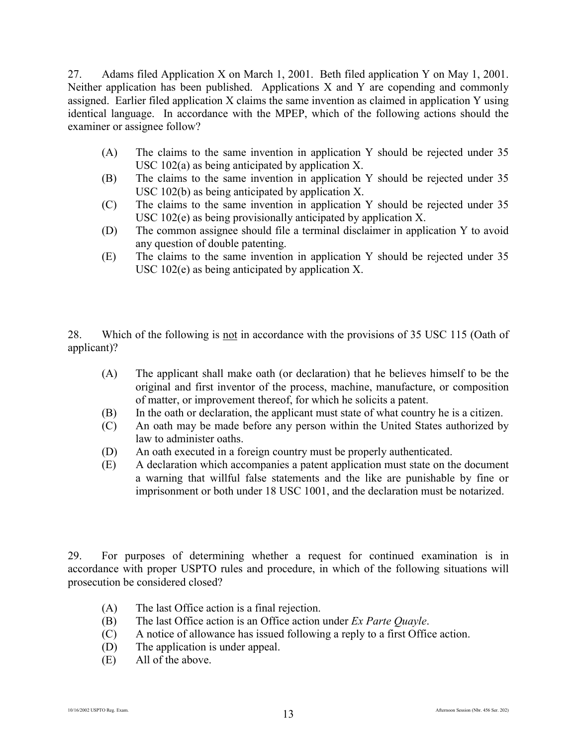27. Adams filed Application X on March 1, 2001. Beth filed application Y on May 1, 2001. Neither application has been published. Applications X and Y are copending and commonly assigned. Earlier filed application X claims the same invention as claimed in application Y using identical language. In accordance with the MPEP, which of the following actions should the examiner or assignee follow?

- (A) The claims to the same invention in application Y should be rejected under 35 USC 102(a) as being anticipated by application X.
- (B) The claims to the same invention in application Y should be rejected under 35 USC 102(b) as being anticipated by application X.
- (C) The claims to the same invention in application Y should be rejected under 35 USC 102(e) as being provisionally anticipated by application X.
- (D) The common assignee should file a terminal disclaimer in application Y to avoid any question of double patenting.
- (E) The claims to the same invention in application Y should be rejected under 35 USC 102(e) as being anticipated by application X.

28. Which of the following is <u>not</u> in accordance with the provisions of 35 USC 115 (Oath of applicant)?

- (A) The applicant shall make oath (or declaration) that he believes himself to be the original and first inventor of the process, machine, manufacture, or composition of matter, or improvement thereof, for which he solicits a patent.
- (B) In the oath or declaration, the applicant must state of what country he is a citizen.
- (C) An oath may be made before any person within the United States authorized by law to administer oaths.
- (D) An oath executed in a foreign country must be properly authenticated.
- (E) A declaration which accompanies a patent application must state on the document a warning that willful false statements and the like are punishable by fine or imprisonment or both under 18 USC 1001, and the declaration must be notarized.

29. For purposes of determining whether a request for continued examination is in accordance with proper USPTO rules and procedure, in which of the following situations will prosecution be considered closed?

- (A) The last Office action is a final rejection.
- (B) The last Office action is an Office action under *Ex Parte Quayle*.
- (C) A notice of allowance has issued following a reply to a first Office action.
- (D) The application is under appeal.
- (E) All of the above.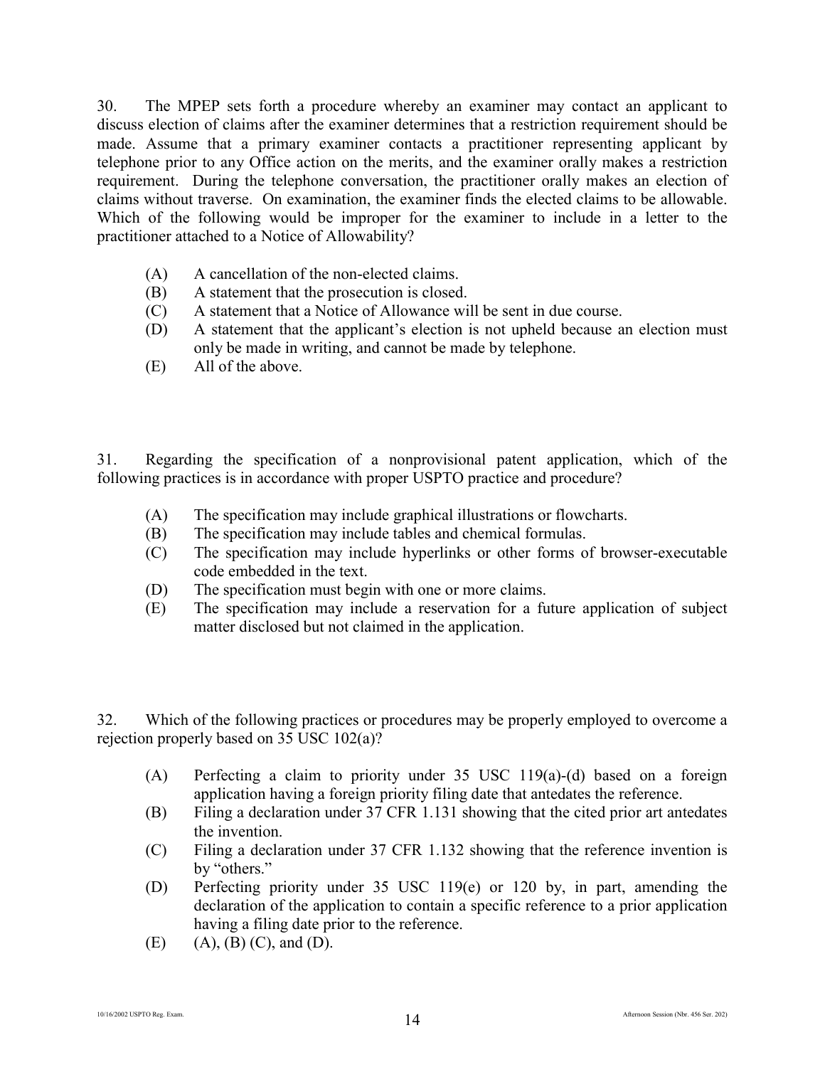30. The MPEP sets forth a procedure whereby an examiner may contact an applicant to discuss election of claims after the examiner determines that a restriction requirement should be made. Assume that a primary examiner contacts a practitioner representing applicant by telephone prior to any Office action on the merits, and the examiner orally makes a restriction requirement. During the telephone conversation, the practitioner orally makes an election of claims without traverse. On examination, the examiner finds the elected claims to be allowable. Which of the following would be improper for the examiner to include in a letter to the practitioner attached to a Notice of Allowability?

(A) A cancellation of the non-elected claims.
(B) A statement that the prosecution is closed.
(C) A statement that a Notice of Allowance will be sent in due course.
(D) A statement that the applicant's election is not upheld because an election must only be made in writing, and cannot be made by telephone.
(E) All of the above.

31. Regarding the specification of a nonprovisional patent application, which of the following practices is in accordance with proper USPTO practice and procedure?

(A) The specification may include graphical illustrations or flowcharts.
(B) The specification may include tables and chemical formulas.
(C) The specification may include hyperlinks or other forms of browser-executable code embedded in the text.
(D) The specification must begin with one or more claims.
(E) The specification may include a reservation for a future application of subject matter disclosed but not claimed in the application.

32. Which of the following practices or procedures may be properly employed to overcome a rejection properly based on 35 USC 102(a)?

(A) Perfecting a claim to priority under 35 USC 119(a)-(d) based on a foreign application having a foreign priority filing date that antedates the reference.
(B) Filing a declaration under 37 CFR 1.131 showing that the cited prior art antedates the invention.
(C) Filing a declaration under 37 CFR 1.132 showing that the reference invention is by "others."
(D) Perfecting priority under 35 USC 119(e) or 120 by, in part, amending the declaration of the application to contain a specific reference to a prior application having a filing date prior to the reference.
(E) (A), (B) (C), and (D).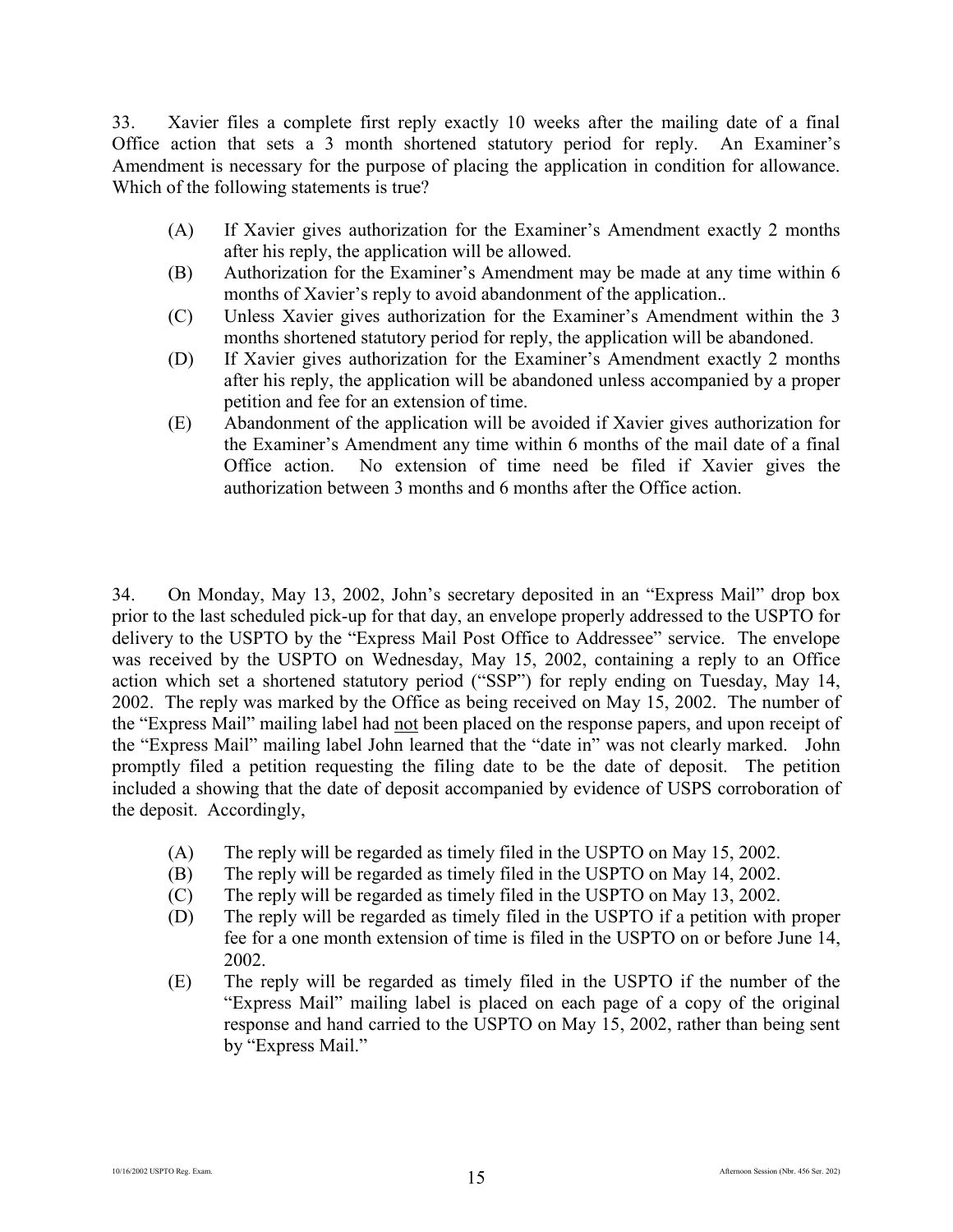33. Xavier files a complete first reply exactly 10 weeks after the mailing date of a final Office action that sets a 3 month shortened statutory period for reply. An Examiner's Amendment is necessary for the purpose of placing the application in condition for allowance. Which of the following statements is true?

- (A) If Xavier gives authorization for the Examiner's Amendment exactly 2 months after his reply, the application will be allowed.
- (B) Authorization for the Examiner's Amendment may be made at any time within 6 months of Xavier's reply to avoid abandonment of the application..
- (C) Unless Xavier gives authorization for the Examiner's Amendment within the 3 months shortened statutory period for reply, the application will be abandoned.
- (D) If Xavier gives authorization for the Examiner's Amendment exactly 2 months after his reply, the application will be abandoned unless accompanied by a proper petition and fee for an extension of time.
- (E) Abandonment of the application will be avoided if Xavier gives authorization for the Examiner's Amendment any time within 6 months of the mail date of a final Office action. No extension of time need be filed if Xavier gives the authorization between 3 months and 6 months after the Office action.

34. On Monday, May 13, 2002, John's secretary deposited in an "Express Mail" drop box prior to the last scheduled pick-up for that day, an envelope properly addressed to the USPTO for delivery to the USPTO by the "Express Mail Post Office to Addressee" service. The envelope was received by the USPTO on Wednesday, May 15, 2002, containing a reply to an Office action which set a shortened statutory period ("SSP") for reply ending on Tuesday, May 14, 2002. The reply was marked by the Office as being received on May 15, 2002. The number of the "Express Mail" mailing label had not been placed on the response papers, and upon receipt of the "Express Mail" mailing label John learned that the "date in" was not clearly marked. John promptly filed a petition requesting the filing date to be the date of deposit. The petition included a showing that the date of deposit accompanied by evidence of USPS corroboration of the deposit. Accordingly,

- (A) The reply will be regarded as timely filed in the USPTO on May 15, 2002.
- (B) The reply will be regarded as timely filed in the USPTO on May 14, 2002.
- (C) The reply will be regarded as timely filed in the USPTO on May 13, 2002.
- (D) The reply will be regarded as timely filed in the USPTO if a petition with proper fee for a one month extension of time is filed in the USPTO on or before June 14, 2002.
- (E) The reply will be regarded as timely filed in the USPTO if the number of the "Express Mail" mailing label is placed on each page of a copy of the original response and hand carried to the USPTO on May 15, 2002, rather than being sent by "Express Mail."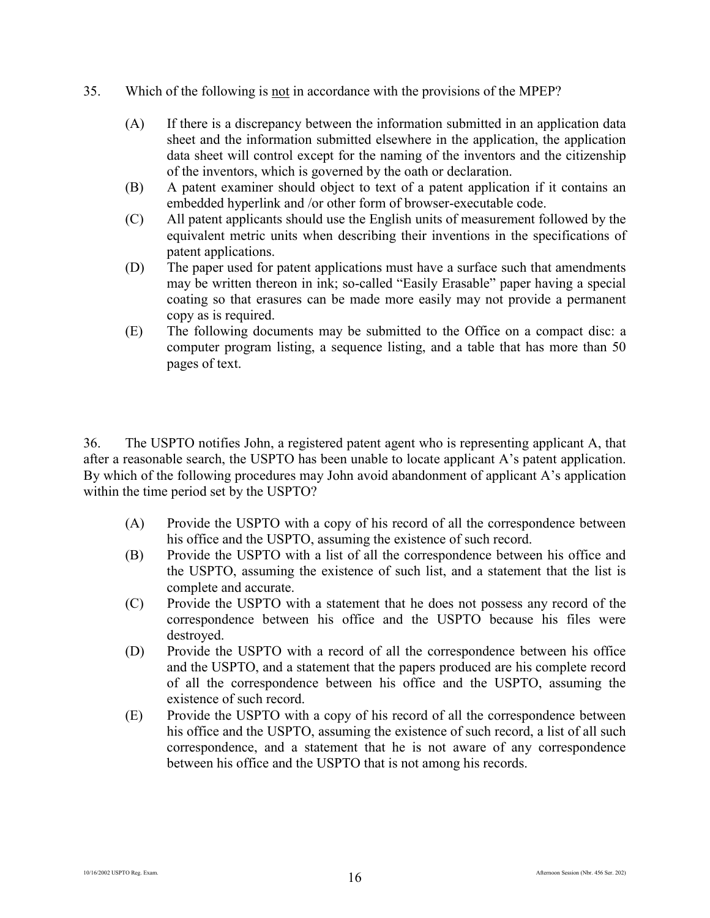35. Which of the following is <u>not</u> in accordance with the provisions of the MPEP?

(A) If there is a discrepancy between the information submitted in an application data sheet and the information submitted elsewhere in the application, the application data sheet will control except for the naming of the inventors and the citizenship of the inventors, which is governed by the oath or declaration.

(B) A patent examiner should object to text of a patent application if it contains an embedded hyperlink and /or other form of browser-executable code.

(C) All patent applicants should use the English units of measurement followed by the equivalent metric units when describing their inventions in the specifications of patent applications.

(D) The paper used for patent applications must have a surface such that amendments may be written thereon in ink; so-called "Easily Erasable" paper having a special coating so that erasures can be made more easily may not provide a permanent copy as is required.

(E) The following documents may be submitted to the Office on a compact disc: a computer program listing, a sequence listing, and a table that has more than 50 pages of text.

36. The USPTO notifies John, a registered patent agent who is representing applicant A, that after a reasonable search, the USPTO has been unable to locate applicant A's patent application. By which of the following procedures may John avoid abandonment of applicant A's application within the time period set by the USPTO?

(A) Provide the USPTO with a copy of his record of all the correspondence between his office and the USPTO, assuming the existence of such record.

(B) Provide the USPTO with a list of all the correspondence between his office and the USPTO, assuming the existence of such list, and a statement that the list is complete and accurate.

(C) Provide the USPTO with a statement that he does not possess any record of the correspondence between his office and the USPTO because his files were destroyed.

(D) Provide the USPTO with a record of all the correspondence between his office and the USPTO, and a statement that the papers produced are his complete record of all the correspondence between his office and the USPTO, assuming the existence of such record.

(E) Provide the USPTO with a copy of his record of all the correspondence between his office and the USPTO, assuming the existence of such record, a list of all such correspondence, and a statement that he is not aware of any correspondence between his office and the USPTO that is not among his records.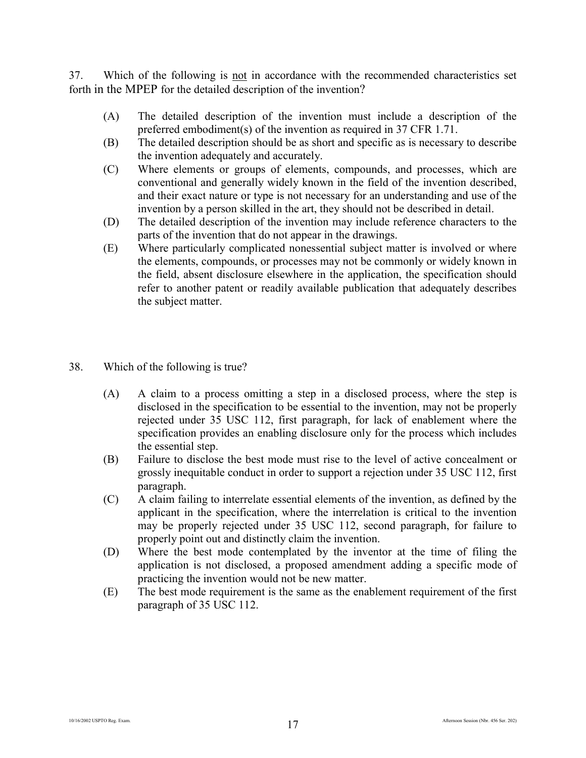37. Which of the following is <u>not</u> in accordance with the recommended characteristics set forth in the MPEP for the detailed description of the invention?

(A) The detailed description of the invention must include a description of the preferred embodiment(s) of the invention as required in 37 CFR 1.71.

(B) The detailed description should be as short and specific as is necessary to describe the invention adequately and accurately.

(C) Where elements or groups of elements, compounds, and processes, which are conventional and generally widely known in the field of the invention described, and their exact nature or type is not necessary for an understanding and use of the invention by a person skilled in the art, they should not be described in detail.

(D) The detailed description of the invention may include reference characters to the parts of the invention that do not appear in the drawings.

(E) Where particularly complicated nonessential subject matter is involved or where the elements, compounds, or processes may not be commonly or widely known in the field, absent disclosure elsewhere in the application, the specification should refer to another patent or readily available publication that adequately describes the subject matter.

38. Which of the following is true?

(A) A claim to a process omitting a step in a disclosed process, where the step is disclosed in the specification to be essential to the invention, may not be properly rejected under 35 USC 112, first paragraph, for lack of enablement where the specification provides an enabling disclosure only for the process which includes the essential step.

(B) Failure to disclose the best mode must rise to the level of active concealment or grossly inequitable conduct in order to support a rejection under 35 USC 112, first paragraph.

(C) A claim failing to interrelate essential elements of the invention, as defined by the applicant in the specification, where the interrelation is critical to the invention may be properly rejected under 35 USC 112, second paragraph, for failure to properly point out and distinctly claim the invention.

(D) Where the best mode contemplated by the inventor at the time of filing the application is not disclosed, a proposed amendment adding a specific mode of practicing the invention would not be new matter.

(E) The best mode requirement is the same as the enablement requirement of the first paragraph of 35 USC 112.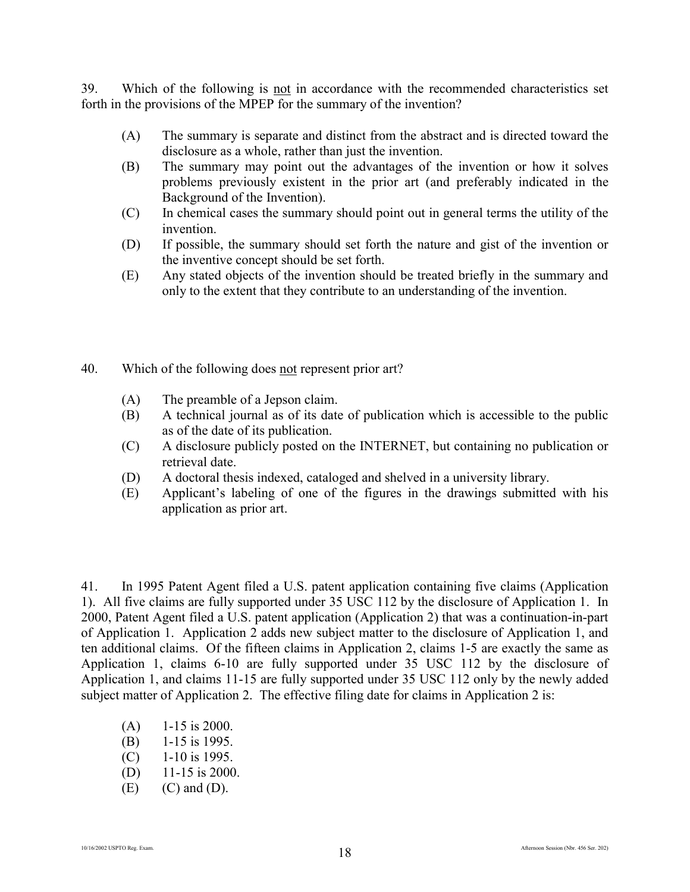39. Which of the following is <u>not</u> in accordance with the recommended characteristics set forth in the provisions of the MPEP for the summary of the invention?

(A) The summary is separate and distinct from the abstract and is directed toward the disclosure as a whole, rather than just the invention.

(B) The summary may point out the advantages of the invention or how it solves problems previously existent in the prior art (and preferably indicated in the Background of the Invention).

(C) In chemical cases the summary should point out in general terms the utility of the invention.

(D) If possible, the summary should set forth the nature and gist of the invention or the inventive concept should be set forth.

(E) Any stated objects of the invention should be treated briefly in the summary and only to the extent that they contribute to an understanding of the invention.

40. Which of the following does <u>not</u> represent prior art?

(A) The preamble of a Jepson claim.

(B) A technical journal as of its date of publication which is accessible to the public as of the date of its publication.

(C) A disclosure publicly posted on the INTERNET, but containing no publication or retrieval date.

(D) A doctoral thesis indexed, cataloged and shelved in a university library.

(E) Applicant's labeling of one of the figures in the drawings submitted with his application as prior art.

41. In 1995 Patent Agent filed a U.S. patent application containing five claims (Application 1). All five claims are fully supported under 35 USC 112 by the disclosure of Application 1. In 2000, Patent Agent filed a U.S. patent application (Application 2) that was a continuation-in-part of Application 1. Application 2 adds new subject matter to the disclosure of Application 1, and ten additional claims. Of the fifteen claims in Application 2, claims 1-5 are exactly the same as Application 1, claims 6-10 are fully supported under 35 USC 112 by the disclosure of Application 1, and claims 11-15 are fully supported under 35 USC 112 only by the newly added subject matter of Application 2. The effective filing date for claims in Application 2 is:

(A) 1-15 is 2000.

(B) 1-15 is 1995.

(C) 1-10 is 1995.

(D) 11-15 is 2000.

(E) (C) and (D).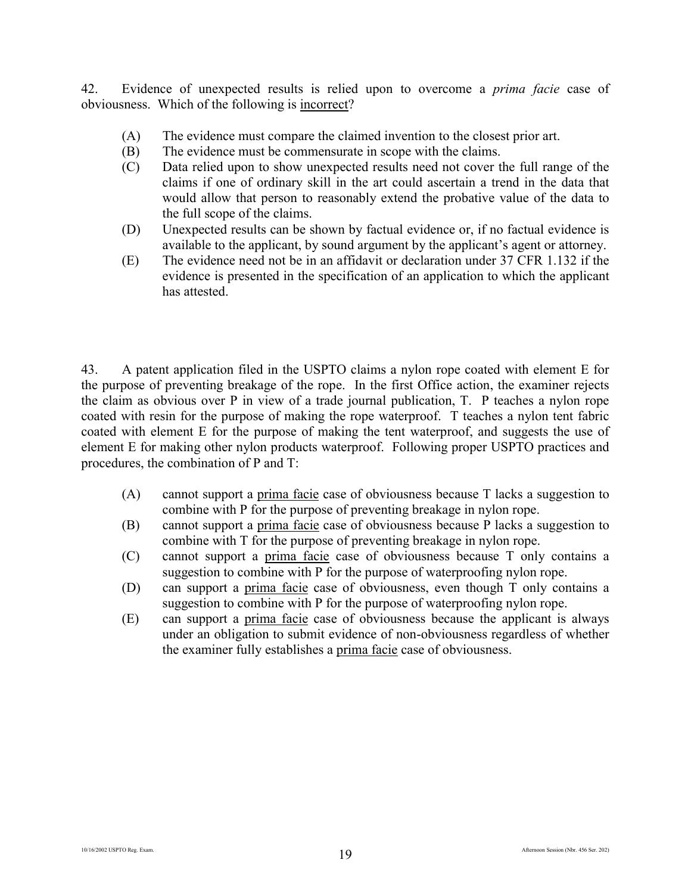42. Evidence of unexpected results is relied upon to overcome a *prima facie* case of obviousness. Which of the following is incorrect?

- (A) The evidence must compare the claimed invention to the closest prior art.
- (B) The evidence must be commensurate in scope with the claims.
- (C) Data relied upon to show unexpected results need not cover the full range of the claims if one of ordinary skill in the art could ascertain a trend in the data that would allow that person to reasonably extend the probative value of the data to the full scope of the claims.
- (D) Unexpected results can be shown by factual evidence or, if no factual evidence is available to the applicant, by sound argument by the applicant's agent or attorney.
- (E) The evidence need not be in an affidavit or declaration under 37 CFR 1.132 if the evidence is presented in the specification of an application to which the applicant has attested.

43. A patent application filed in the USPTO claims a nylon rope coated with element E for the purpose of preventing breakage of the rope. In the first Office action, the examiner rejects the claim as obvious over P in view of a trade journal publication, T. P teaches a nylon rope coated with resin for the purpose of making the rope waterproof. T teaches a nylon tent fabric coated with element E for the purpose of making the tent waterproof, and suggests the use of element E for making other nylon products waterproof. Following proper USPTO practices and procedures, the combination of P and T:

- (A) cannot support a prima facie case of obviousness because T lacks a suggestion to combine with P for the purpose of preventing breakage in nylon rope.
- (B) cannot support a prima facie case of obviousness because P lacks a suggestion to combine with T for the purpose of preventing breakage in nylon rope.
- (C) cannot support a prima facie case of obviousness because T only contains a suggestion to combine with P for the purpose of waterproofing nylon rope.
- (D) can support a prima facie case of obviousness, even though T only contains a suggestion to combine with P for the purpose of waterproofing nylon rope.
- (E) can support a prima facie case of obviousness because the applicant is always under an obligation to submit evidence of non-obviousness regardless of whether the examiner fully establishes a prima facie case of obviousness.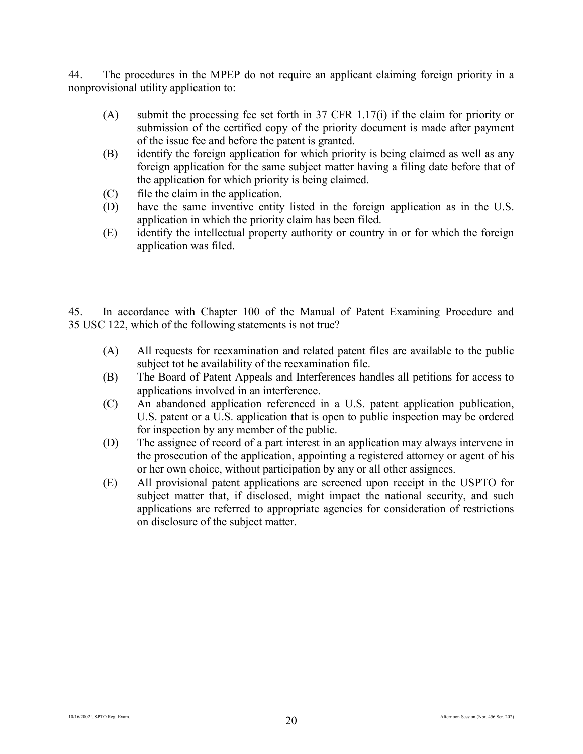44. The procedures in the MPEP do not require an applicant claiming foreign priority in a nonprovisional utility application to:

- (A) submit the processing fee set forth in 37 CFR 1.17(i) if the claim for priority or submission of the certified copy of the priority document is made after payment of the issue fee and before the patent is granted.
- (B) identify the foreign application for which priority is being claimed as well as any foreign application for the same subject matter having a filing date before that of the application for which priority is being claimed.
- (C) file the claim in the application.
- (D) have the same inventive entity listed in the foreign application as in the U.S. application in which the priority claim has been filed.
- (E) identify the intellectual property authority or country in or for which the foreign application was filed.

45. In accordance with Chapter 100 of the Manual of Patent Examining Procedure and 35 USC 122, which of the following statements is not true?

- (A) All requests for reexamination and related patent files are available to the public subject tot he availability of the reexamination file.
- (B) The Board of Patent Appeals and Interferences handles all petitions for access to applications involved in an interference.
- (C) An abandoned application referenced in a U.S. patent application publication, U.S. patent or a U.S. application that is open to public inspection may be ordered for inspection by any member of the public.
- (D) The assignee of record of a part interest in an application may always intervene in the prosecution of the application, appointing a registered attorney or agent of his or her own choice, without participation by any or all other assignees.
- (E) All provisional patent applications are screened upon receipt in the USPTO for subject matter that, if disclosed, might impact the national security, and such applications are referred to appropriate agencies for consideration of restrictions on disclosure of the subject matter.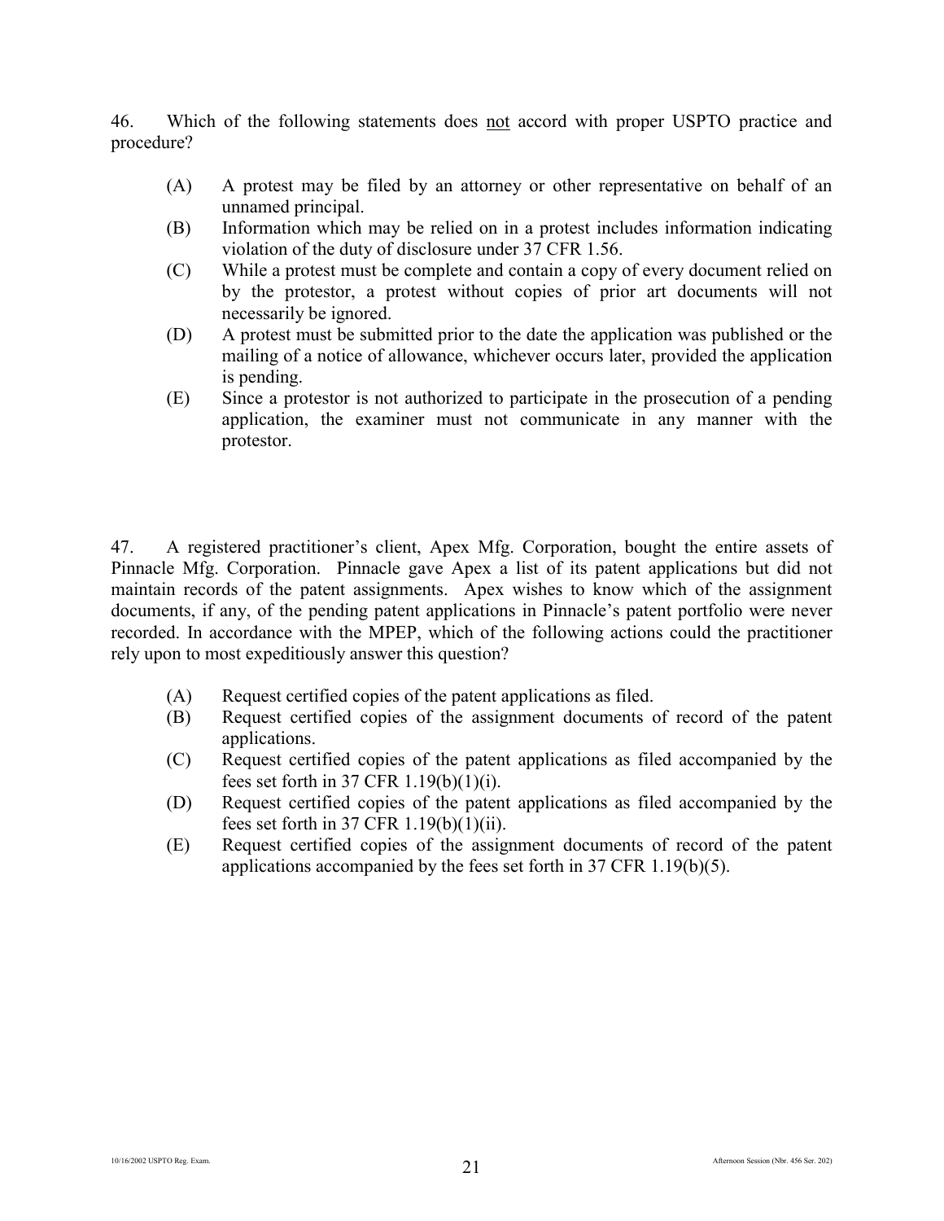46. Which of the following statements does not accord with proper USPTO practice and procedure?

(A) A protest may be filed by an attorney or other representative on behalf of an unnamed principal.

(B) Information which may be relied on in a protest includes information indicating violation of the duty of disclosure under 37 CFR 1.56.

(C) While a protest must be complete and contain a copy of every document relied on by the protestor, a protest without copies of prior art documents will not necessarily be ignored.

(D) A protest must be submitted prior to the date the application was published or the mailing of a notice of allowance, whichever occurs later, provided the application is pending.

(E) Since a protestor is not authorized to participate in the prosecution of a pending application, the examiner must not communicate in any manner with the protestor.

47. A registered practitioner's client, Apex Mfg. Corporation, bought the entire assets of Pinnacle Mfg. Corporation. Pinnacle gave Apex a list of its patent applications but did not maintain records of the patent assignments. Apex wishes to know which of the assignment documents, if any, of the pending patent applications in Pinnacle's patent portfolio were never recorded. In accordance with the MPEP, which of the following actions could the practitioner rely upon to most expeditiously answer this question?

(A) Request certified copies of the patent applications as filed.

(B) Request certified copies of the assignment documents of record of the patent applications.

(C) Request certified copies of the patent applications as filed accompanied by the fees set forth in 37 CFR 1.19(b)(1)(i).

(D) Request certified copies of the patent applications as filed accompanied by the fees set forth in 37 CFR 1.19(b)(1)(ii).

(E) Request certified copies of the assignment documents of record of the patent applications accompanied by the fees set forth in 37 CFR 1.19(b)(5).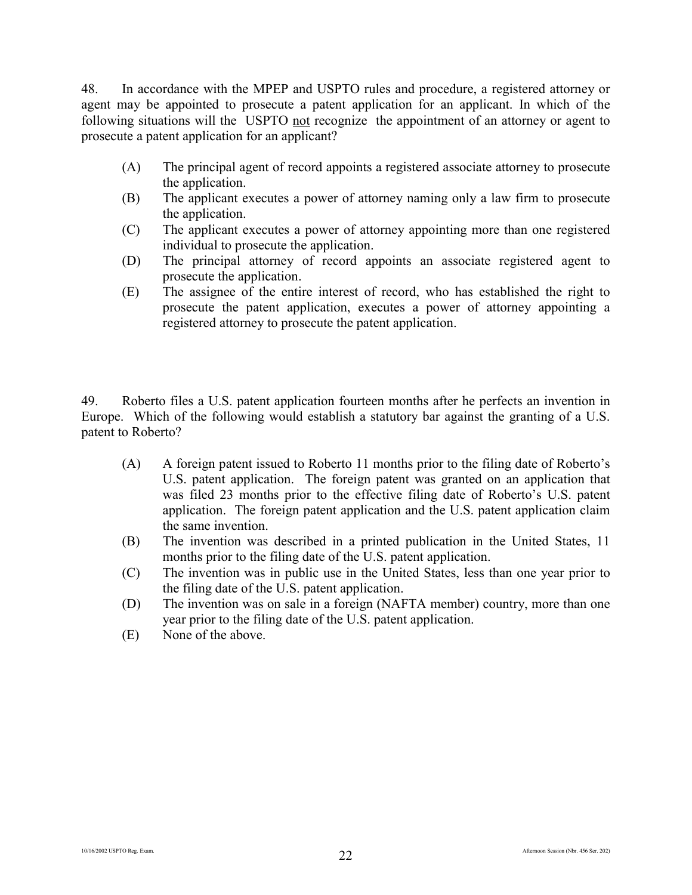48. In accordance with the MPEP and USPTO rules and procedure, a registered attorney or agent may be appointed to prosecute a patent application for an applicant. In which of the following situations will the USPTO not recognize the appointment of an attorney or agent to prosecute a patent application for an applicant?

(A) The principal agent of record appoints a registered associate attorney to prosecute the application.

(B) The applicant executes a power of attorney naming only a law firm to prosecute the application.

(C) The applicant executes a power of attorney appointing more than one registered individual to prosecute the application.

(D) The principal attorney of record appoints an associate registered agent to prosecute the application.

(E) The assignee of the entire interest of record, who has established the right to prosecute the patent application, executes a power of attorney appointing a registered attorney to prosecute the patent application.

49. Roberto files a U.S. patent application fourteen months after he perfects an invention in Europe. Which of the following would establish a statutory bar against the granting of a U.S. patent to Roberto?

(A) A foreign patent issued to Roberto 11 months prior to the filing date of Roberto's U.S. patent application. The foreign patent was granted on an application that was filed 23 months prior to the effective filing date of Roberto's U.S. patent application. The foreign patent application and the U.S. patent application claim the same invention.

(B) The invention was described in a printed publication in the United States, 11 months prior to the filing date of the U.S. patent application.

(C) The invention was in public use in the United States, less than one year prior to the filing date of the U.S. patent application.

(D) The invention was on sale in a foreign (NAFTA member) country, more than one year prior to the filing date of the U.S. patent application.

(E) None of the above.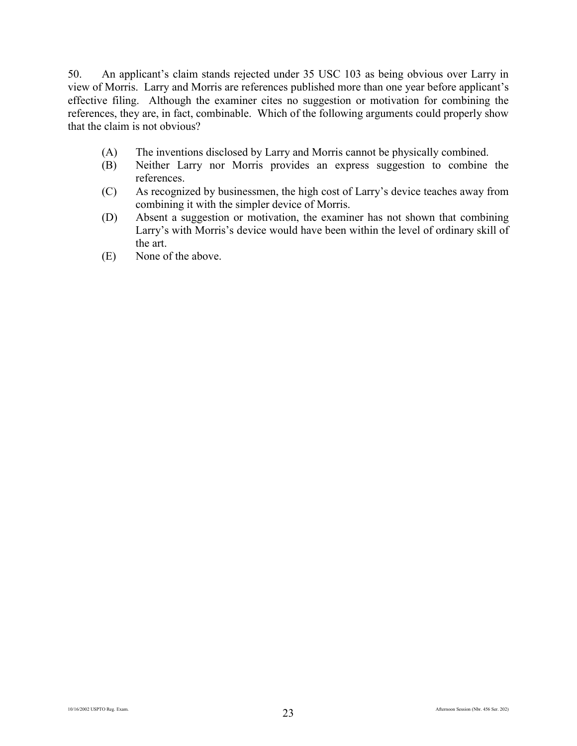50. An applicant's claim stands rejected under 35 USC 103 as being obvious over Larry in view of Morris. Larry and Morris are references published more than one year before applicant's effective filing. Although the examiner cites no suggestion or motivation for combining the references, they are, in fact, combinable. Which of the following arguments could properly show that the claim is not obvious?

(A) The inventions disclosed by Larry and Morris cannot be physically combined.
(B) Neither Larry nor Morris provides an express suggestion to combine the references.
(C) As recognized by businessmen, the high cost of Larry's device teaches away from combining it with the simpler device of Morris.
(D) Absent a suggestion or motivation, the examiner has not shown that combining Larry's with Morris's device would have been within the level of ordinary skill of the art.
(E) None of the above.